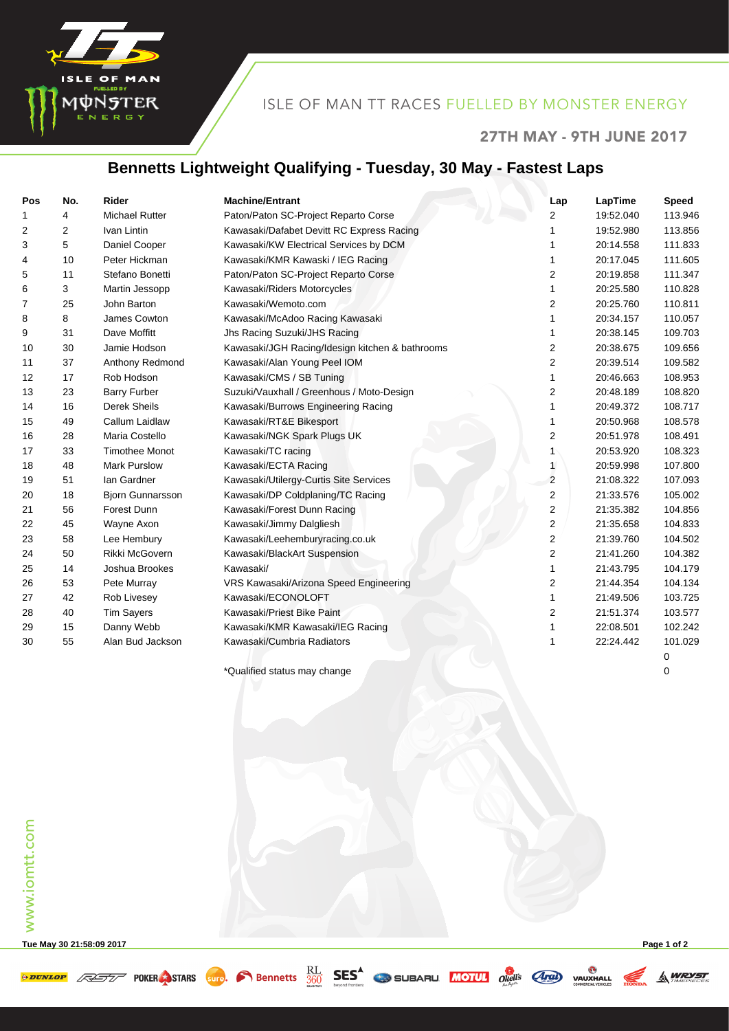ISLE OF MAN TT RACES FUELLED BY MONSTER ENERGY

27TH MAY - 9TH JUNE 2017

# Bennetts Lightweight Qualifying - Tuesday, 30 May - Fastest Laps

| Pos | No. | Rider | Machine/Entrant | Lap | LapTime | Speed |
|---|---|---|---|---|---|---|
| 1 | 4 | Michael Rutter | Paton/Paton SC-Project Reparto Corse | 2 | 19:52.040 | 113.946 |
| 2 | 2 | Ivan Lintin | Kawasaki/Dafabet Devitt RC Express Racing | 1 | 19:52.980 | 113.856 |
| 3 | 5 | Daniel Cooper | Kawasaki/KW Electrical Services by DCM | 1 | 20:14.558 | 111.833 |
| 4 | 10 | Peter Hickman | Kawasaki/KMR Kawaski / IEG Racing | 1 | 20:17.045 | 111.605 |
| 5 | 11 | Stefano Bonetti | Paton/Paton SC-Project Reparto Corse | 2 | 20:19.858 | 111.347 |
| 6 | 3 | Martin Jessopp | Kawasaki/Riders Motorcycles | 1 | 20:25.580 | 110.828 |
| 7 | 25 | John Barton | Kawasaki/Wemoto.com | 2 | 20:25.760 | 110.811 |
| 8 | 8 | James Cowton | Kawasaki/McAdoo Racing Kawasaki | 1 | 20:34.157 | 110.057 |
| 9 | 31 | Dave Moffitt | Jhs Racing Suzuki/JHS Racing | 1 | 20:38.145 | 109.703 |
| 10 | 30 | Jamie Hodson | Kawasaki/JGH Racing/Idesign kitchen & bathrooms | 2 | 20:38.675 | 109.656 |
| 11 | 37 | Anthony Redmond | Kawasaki/Alan Young Peel IOM | 2 | 20:39.514 | 109.582 |
| 12 | 17 | Rob Hodson | Kawasaki/CMS / SB Tuning | 1 | 20:46.663 | 108.953 |
| 13 | 23 | Barry Furber | Suzuki/Vauxhall / Greenhous / Moto-Design | 2 | 20:48.189 | 108.820 |
| 14 | 16 | Derek Sheils | Kawasaki/Burrows Engineering Racing | 1 | 20:49.372 | 108.717 |
| 15 | 49 | Callum Laidlaw | Kawasaki/RT&E Bikesport | 1 | 20:50.968 | 108.578 |
| 16 | 28 | Maria Costello | Kawasaki/NGK Spark Plugs UK | 2 | 20:51.978 | 108.491 |
| 17 | 33 | Timothee Monot | Kawasaki/TC racing | 1 | 20:53.920 | 108.323 |
| 18 | 48 | Mark Purslow | Kawasaki/ECTA Racing | 1 | 20:59.998 | 107.800 |
| 19 | 51 | Ian Gardner | Kawasaki/Utilergy-Curtis Site Services | 2 | 21:08.322 | 107.093 |
| 20 | 18 | Bjorn Gunnarsson | Kawasaki/DP Coldplaning/TC Racing | 2 | 21:33.576 | 105.002 |
| 21 | 56 | Forest Dunn | Kawasaki/Forest Dunn Racing | 2 | 21:35.382 | 104.856 |
| 22 | 45 | Wayne Axon | Kawasaki/Jimmy Dalgliesh | 2 | 21:35.658 | 104.833 |
| 23 | 58 | Lee Hembury | Kawasaki/Leehemburyracing.co.uk | 2 | 21:39.760 | 104.502 |
| 24 | 50 | Rikki McGovern | Kawasaki/BlackArt Suspension | 2 | 21:41.260 | 104.382 |
| 25 | 14 | Joshua Brookes | Kawasaki/ | 1 | 21:43.795 | 104.179 |
| 26 | 53 | Pete Murray | VRS Kawasaki/Arizona Speed Engineering | 2 | 21:44.354 | 104.134 |
| 27 | 42 | Rob Livesey | Kawasaki/ECONOLOFT | 1 | 21:49.506 | 103.725 |
| 28 | 40 | Tim Sayers | Kawasaki/Priest Bike Paint | 2 | 21:51.374 | 103.577 |
| 29 | 15 | Danny Webb | Kawasaki/KMR Kawasaki/IEG Racing | 1 | 22:08.501 | 102.242 |
| 30 | 55 | Alan Bud Jackson | Kawasaki/Cumbria Radiators | 1 | 22:24.442 | 101.029 |
| | | | | | | 0 |
| | | | *Qualified status may change | | | 0 |

Tue May 30 21:58:09 2017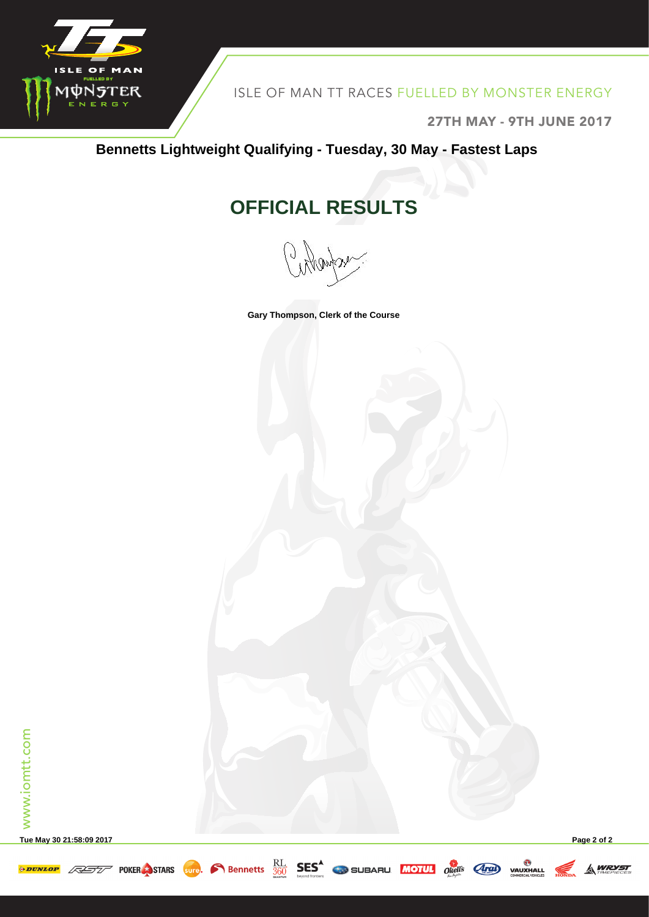## Bennetts Lightweight Qualifying - Tuesday, 30 May - Fastest Laps

# OFFICIAL RESULTS

**Gary Thompson, Clerk of the Course**

**Tue May 30 21:58:09 2017**